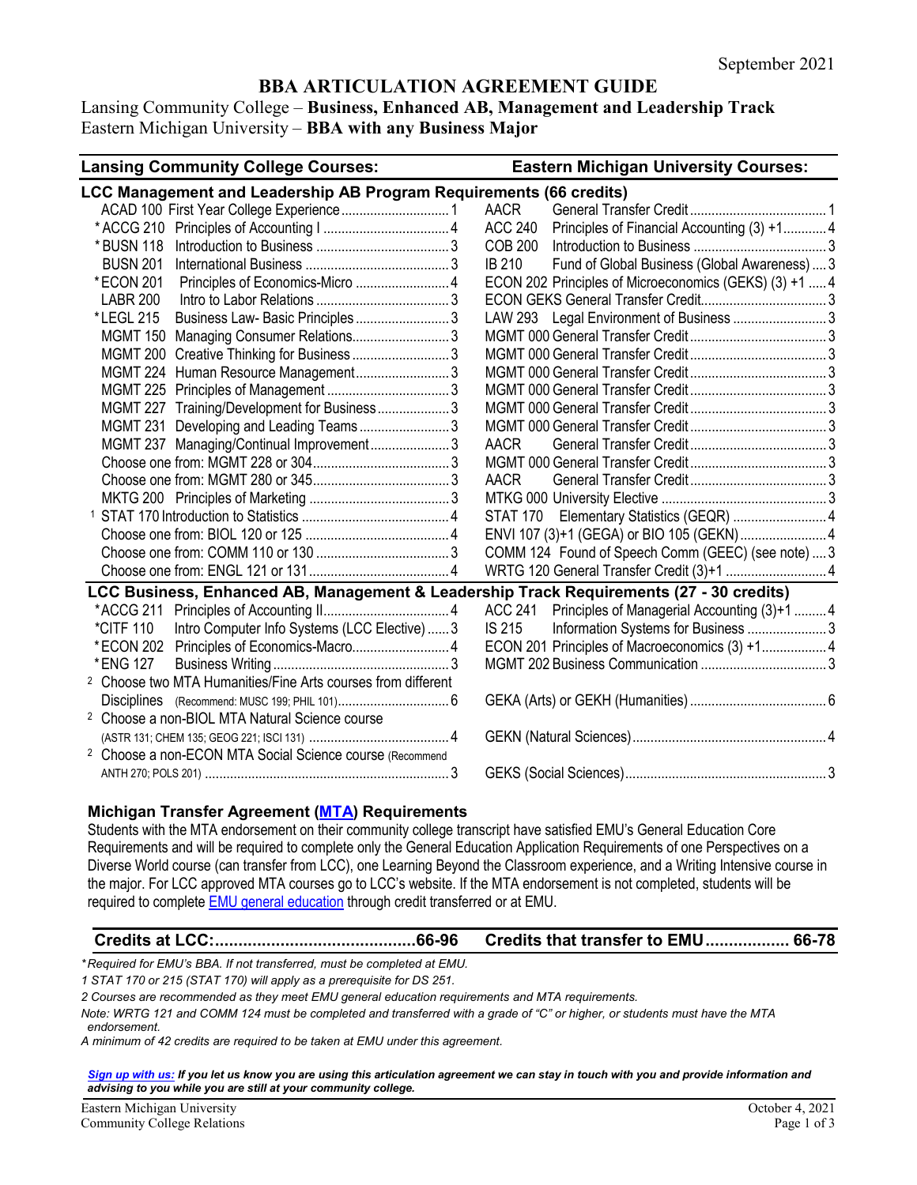September 2021

# BBA ARTICULATION AGREEMENT GUIDE

Lansing Community College – **Business, Enhanced AB, Management and Leadership Track**
Eastern Michigan University – **BBA with any Business Major**

| Lansing Community College Courses: | | Eastern Michigan University Courses: | |
|---|---|---|---|
| **LCC Management and Leadership AB Program Requirements (66 credits)** | | | |
| ACAD 100 First Year College Experience | 1 | AACR General Transfer Credit | 1 |
| *ACCG 210 Principles of Accounting I | 4 | ACC 240 Principles of Financial Accounting (3) +1 | 4 |
| *BUSN 118 Introduction to Business | 3 | COB 200 Introduction to Business | 3 |
| BUSN 201 International Business | 3 | IB 210 Fund of Global Business (Global Awareness) | 3 |
| *ECON 201 Principles of Economics-Micro | 4 | ECON 202 Principles of Microeconomics (GEKS) (3) +1 | 4 |
| LABR 200 Intro to Labor Relations | 3 | ECON GEKS General Transfer Credit | 3 |
| *LEGL 215 Business Law- Basic Principles | 3 | LAW 293 Legal Environment of Business | 3 |
| MGMT 150 Managing Consumer Relations | 3 | MGMT 000 General Transfer Credit | 3 |
| MGMT 200 Creative Thinking for Business | 3 | MGMT 000 General Transfer Credit | 3 |
| MGMT 224 Human Resource Management | 3 | MGMT 000 General Transfer Credit | 3 |
| MGMT 225 Principles of Management | 3 | MGMT 000 General Transfer Credit | 3 |
| MGMT 227 Training/Development for Business | 3 | MGMT 000 General Transfer Credit | 3 |
| MGMT 231 Developing and Leading Teams | 3 | MGMT 000 General Transfer Credit | 3 |
| MGMT 237 Managing/Continual Improvement | 3 | AACR General Transfer Credit | 3 |
| Choose one from: MGMT 228 or 304 | 3 | MGMT 000 General Transfer Credit | 3 |
| Choose one from: MGMT 280 or 345 | 3 | AACR General Transfer Credit | 3 |
| MKTG 200 Principles of Marketing | 3 | MTKG 000 University Elective | 3 |
| [1] STAT 170 Introduction to Statistics | 4 | STAT 170 Elementary Statistics (GEQR) | 4 |
| Choose one from: BIOL 120 or 125 | 4 | ENVI 107 (3)+1 (GEGA) or BIO 105 (GEKN) | 4 |
| Choose one from: COMM 110 or 130 | 3 | COMM 124 Found of Speech Comm (GEEC) (see note) | 3 |
| Choose one from: ENGL 121 or 131 | 4 | WRTG 120 General Transfer Credit (3)+1 | 4 |
| **LCC Business, Enhanced AB, Management & Leadership Track Requirements (27 - 30 credits)** | | | |
| *ACCG 211 Principles of Accounting II | 4 | ACC 241 Principles of Managerial Accounting (3)+1 | 4 |
| *CITF 110 Intro Computer Info Systems (LCC Elective) | 3 | IS 215 Information Systems for Business | 3 |
| *ECON 202 Principles of Economics-Macro | 4 | ECON 201 Principles of Macroeconomics (3) +1 | 4 |
| *ENG 127 Business Writing | 3 | MGMT 202 Business Communication | 3 |
| [2] Choose two MTA Humanities/Fine Arts courses from different Disciplines (Recommend: MUSC 199; PHIL 101) | 6 | GEKA (Arts) or GEKH (Humanities) | 6 |
| [2] Choose a non-BIOL MTA Natural Science course (ASTR 131; CHEM 135; GEOG 221; ISCI 131) | 4 | GEKN (Natural Sciences) | 4 |
| [2] Choose a non-ECON MTA Social Science course (Recommend ANTH 270; POLS 201) | 3 | GEKS (Social Sciences) | 3 |

## Michigan Transfer Agreement (MTA) Requirements

Students with the MTA endorsement on their community college transcript have satisfied EMU's General Education Core Requirements and will be required to complete only the General Education Application Requirements of one Perspectives on a Diverse World course (can transfer from LCC), one Learning Beyond the Classroom experience, and a Writing Intensive course in the major. For LCC approved MTA courses go to LCC's website. If the MTA endorsement is not completed, students will be required to complete EMU general education through credit transferred or at EMU.

| **Credits at LCC: 66-96** | **Credits that transfer to EMU 66-78** |
|---|---|

*\*Required for EMU's BBA. If not transferred, must be completed at EMU.*

*1 STAT 170 or 215 (STAT 170) will apply as a prerequisite for DS 251.*

*2 Courses are recommended as they meet EMU general education requirements and MTA requirements.*

*Note: WRTG 121 and COMM 124 must be completed and transferred with a grade of "C" or higher, or students must have the MTA endorsement.*

*A minimum of 42 credits are required to be taken at EMU under this agreement.*

***Sign up with us:** If you let us know you are using this articulation agreement we can stay in touch with you and provide information and advising to you while you are still at your community college.*

Eastern Michigan University
Community College Relations

October 4, 2021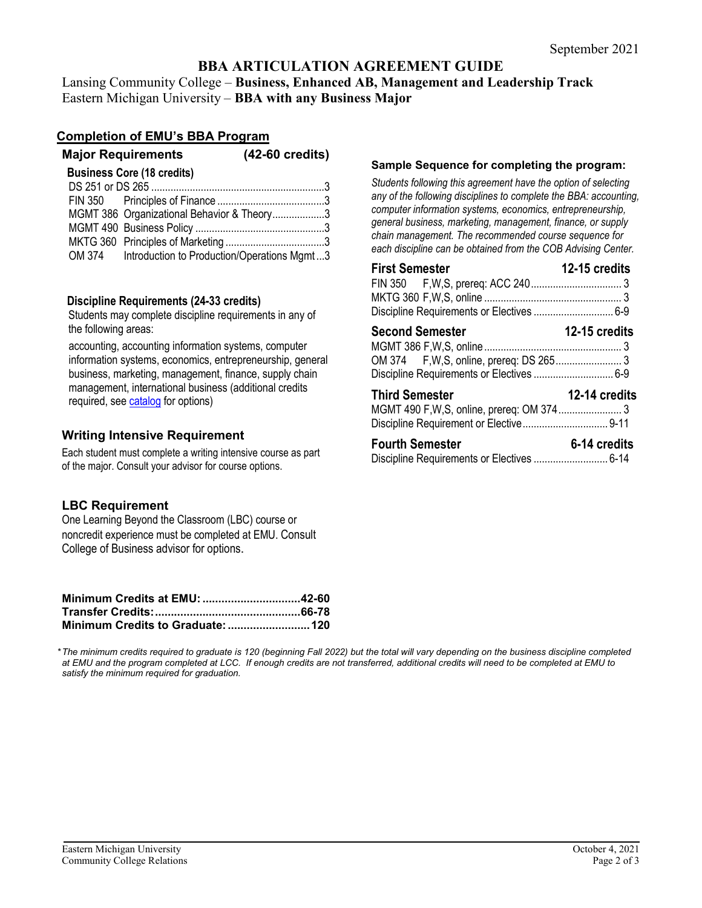September 2021

# BBA ARTICULATION AGREEMENT GUIDE

Lansing Community College – **Business, Enhanced AB, Management and Leadership Track**
Eastern Michigan University – **BBA with any Business Major**

## Completion of EMU's BBA Program

### Major Requirements (42-60 credits)

**Business Core (18 credits)**

| Course | Title | Credits |
|---|---|---|
| DS 251 or DS 265 | | 3 |
| FIN 350 | Principles of Finance | 3 |
| MGMT 386 | Organizational Behavior & Theory | 3 |
| MGMT 490 | Business Policy | 3 |
| MKTG 360 | Principles of Marketing | 3 |
| OM 374 | Introduction to Production/Operations Mgmt | 3 |

**Discipline Requirements (24-33 credits)**

Students may complete discipline requirements in any of the following areas:

accounting, accounting information systems, computer information systems, economics, entrepreneurship, general business, marketing, management, finance, supply chain management, international business (additional credits required, see catalog for options)

### Writing Intensive Requirement

Each student must complete a writing intensive course as part of the major. Consult your advisor for course options.

### LBC Requirement

One Learning Beyond the Classroom (LBC) course or noncredit experience must be completed at EMU. Consult College of Business advisor for options.

**Minimum Credits at EMU: 42-60**
**Transfer Credits: 66-78**
**Minimum Credits to Graduate: 120**

### Sample Sequence for completing the program:

*Students following this agreement have the option of selecting any of the following disciplines to complete the BBA: accounting, computer information systems, economics, entrepreneurship, general business, marketing, management, finance, or supply chain management. The recommended course sequence for each discipline can be obtained from the COB Advising Center.*

**First Semester (12-15 credits)**

| Course | Credits |
|---|---|
| FIN 350 F,W,S, prereq: ACC 240 | 3 |
| MKTG 360 F,W,S, online | 3 |
| Discipline Requirements or Electives | 6-9 |

**Second Semester (12-15 credits)**

| Course | Credits |
|---|---|
| MGMT 386 F,W,S, online | 3 |
| OM 374 F,W,S, online, prereq: DS 265 | 3 |
| Discipline Requirements or Electives | 6-9 |

**Third Semester (12-14 credits)**

| Course | Credits |
|---|---|
| MGMT 490 F,W,S, online, prereq: OM 374 | 3 |
| Discipline Requirement or Elective | 9-11 |

**Fourth Semester (6-14 credits)**

| Course | Credits |
|---|---|
| Discipline Requirements or Electives | 6-14 |

*\*The minimum credits required to graduate is 120 (beginning Fall 2022) but the total will vary depending on the business discipline completed at EMU and the program completed at LCC. If enough credits are not transferred, additional credits will need to be completed at EMU to satisfy the minimum required for graduation.*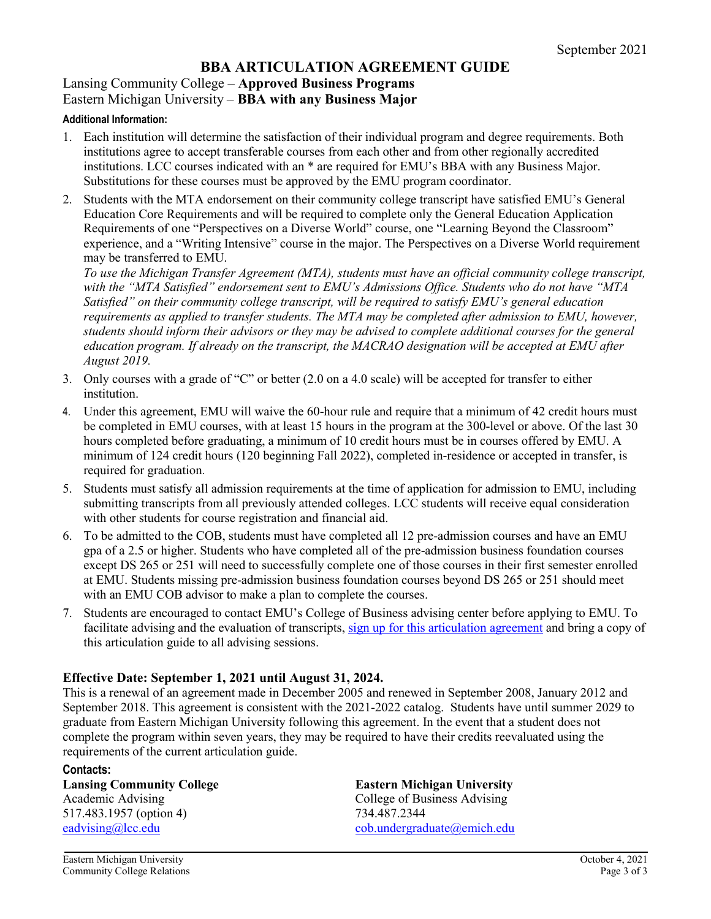September 2021

# BBA ARTICULATION AGREEMENT GUIDE

Lansing Community College – **Approved Business Programs**
Eastern Michigan University – **BBA with any Business Major**

**Additional Information:**

1. Each institution will determine the satisfaction of their individual program and degree requirements. Both institutions agree to accept transferable courses from each other and from other regionally accredited institutions. LCC courses indicated with an * are required for EMU's BBA with any Business Major. Substitutions for these courses must be approved by the EMU program coordinator.
2. Students with the MTA endorsement on their community college transcript have satisfied EMU's General Education Core Requirements and will be required to complete only the General Education Application Requirements of one "Perspectives on a Diverse World" course, one "Learning Beyond the Classroom" experience, and a "Writing Intensive" course in the major. The Perspectives on a Diverse World requirement may be transferred to EMU.
   *To use the Michigan Transfer Agreement (MTA), students must have an official community college transcript, with the "MTA Satisfied" endorsement sent to EMU's Admissions Office. Students who do not have "MTA Satisfied" on their community college transcript, will be required to satisfy EMU's general education requirements as applied to transfer students. The MTA may be completed after admission to EMU, however, students should inform their advisors or they may be advised to complete additional courses for the general education program. If already on the transcript, the MACRAO designation will be accepted at EMU after August 2019.*
3. Only courses with a grade of "C" or better (2.0 on a 4.0 scale) will be accepted for transfer to either institution.
4. Under this agreement, EMU will waive the 60-hour rule and require that a minimum of 42 credit hours must be completed in EMU courses, with at least 15 hours in the program at the 300-level or above. Of the last 30 hours completed before graduating, a minimum of 10 credit hours must be in courses offered by EMU. A minimum of 124 credit hours (120 beginning Fall 2022), completed in-residence or accepted in transfer, is required for graduation.
5. Students must satisfy all admission requirements at the time of application for admission to EMU, including submitting transcripts from all previously attended colleges. LCC students will receive equal consideration with other students for course registration and financial aid.
6. To be admitted to the COB, students must have completed all 12 pre-admission courses and have an EMU gpa of a 2.5 or higher. Students who have completed all of the pre-admission business foundation courses except DS 265 or 251 will need to successfully complete one of those courses in their first semester enrolled at EMU. Students missing pre-admission business foundation courses beyond DS 265 or 251 should meet with an EMU COB advisor to make a plan to complete the courses.
7. Students are encouraged to contact EMU's College of Business advising center before applying to EMU. To facilitate advising and the evaluation of transcripts, sign up for this articulation agreement and bring a copy of this articulation guide to all advising sessions.

## Effective Date: September 1, 2021 until August 31, 2024.

This is a renewal of an agreement made in December 2005 and renewed in September 2008, January 2012 and September 2018. This agreement is consistent with the 2021-2022 catalog. Students have until summer 2029 to graduate from Eastern Michigan University following this agreement. In the event that a student does not complete the program within seven years, they may be required to have their credits reevaluated using the requirements of the current articulation guide.

**Contacts:**

**Lansing Community College**
Academic Advising
517.483.1957 (option 4)
eadvising@lcc.edu

**Eastern Michigan University**
College of Business Advising
734.487.2344
cob.undergraduate@emich.edu